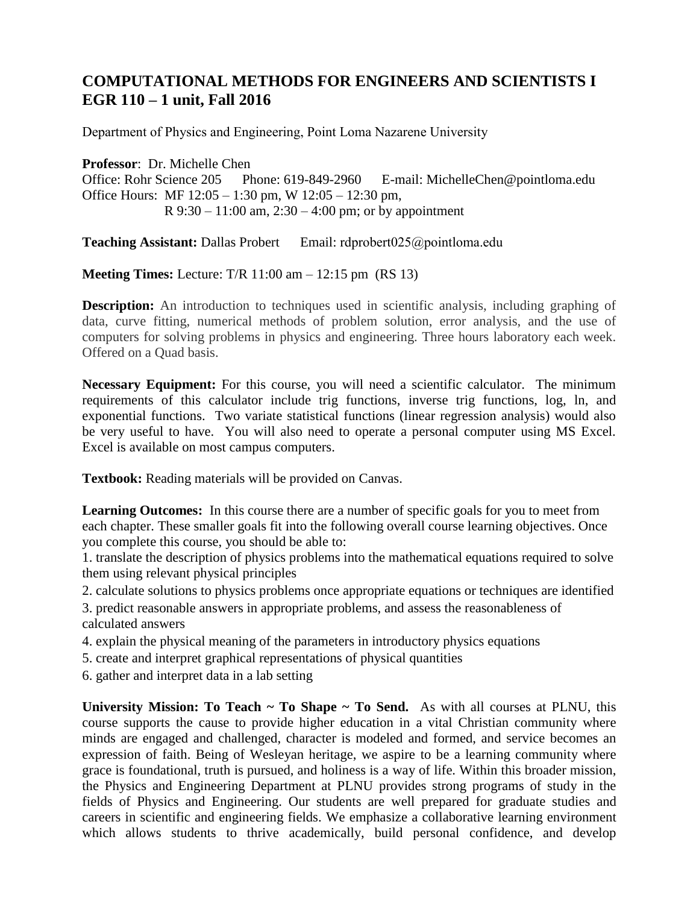# COMPUTATIONAL METHODS FOR ENGINEERS AND SCIENTISTS I
# EGR 110 – 1 unit, Fall 2016

Department of Physics and Engineering, Point Loma Nazarene University

**Professor**: Dr. Michelle Chen
Office: Rohr Science 205 Phone: 619-849-2960 E-mail: MichelleChen@pointloma.edu
Office Hours: MF 12:05 – 1:30 pm, W 12:05 – 12:30 pm,
R 9:30 – 11:00 am, 2:30 – 4:00 pm; or by appointment

**Teaching Assistant:** Dallas Probert Email: rdprobert025@pointloma.edu

**Meeting Times:** Lecture: T/R 11:00 am – 12:15 pm (RS 13)

**Description:** An introduction to techniques used in scientific analysis, including graphing of data, curve fitting, numerical methods of problem solution, error analysis, and the use of computers for solving problems in physics and engineering. Three hours laboratory each week. Offered on a Quad basis.

**Necessary Equipment:** For this course, you will need a scientific calculator. The minimum requirements of this calculator include trig functions, inverse trig functions, log, ln, and exponential functions. Two variate statistical functions (linear regression analysis) would also be very useful to have. You will also need to operate a personal computer using MS Excel. Excel is available on most campus computers.

**Textbook:** Reading materials will be provided on Canvas.

**Learning Outcomes:** In this course there are a number of specific goals for you to meet from each chapter. These smaller goals fit into the following overall course learning objectives. Once you complete this course, you should be able to:

1. translate the description of physics problems into the mathematical equations required to solve them using relevant physical principles
2. calculate solutions to physics problems once appropriate equations or techniques are identified
3. predict reasonable answers in appropriate problems, and assess the reasonableness of calculated answers
4. explain the physical meaning of the parameters in introductory physics equations
5. create and interpret graphical representations of physical quantities
6. gather and interpret data in a lab setting

**University Mission: To Teach ~ To Shape ~ To Send.** As with all courses at PLNU, this course supports the cause to provide higher education in a vital Christian community where minds are engaged and challenged, character is modeled and formed, and service becomes an expression of faith. Being of Wesleyan heritage, we aspire to be a learning community where grace is foundational, truth is pursued, and holiness is a way of life. Within this broader mission, the Physics and Engineering Department at PLNU provides strong programs of study in the fields of Physics and Engineering. Our students are well prepared for graduate studies and careers in scientific and engineering fields. We emphasize a collaborative learning environment which allows students to thrive academically, build personal confidence, and develop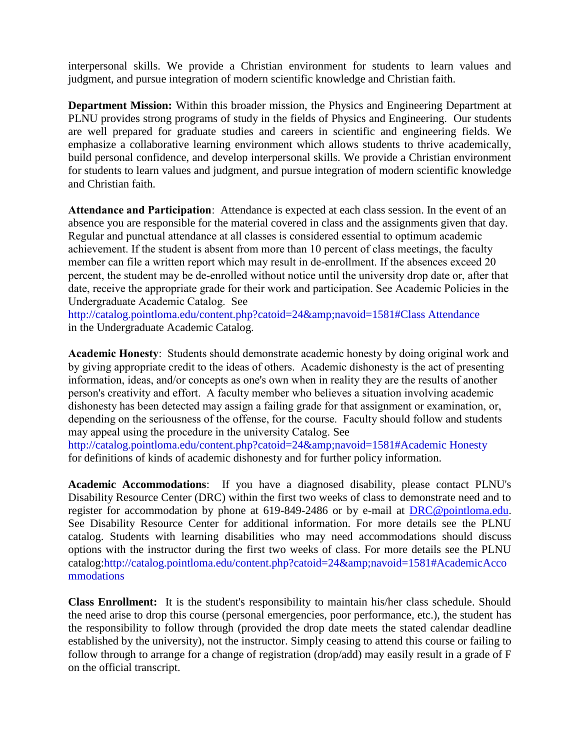interpersonal skills. We provide a Christian environment for students to learn values and judgment, and pursue integration of modern scientific knowledge and Christian faith.

**Department Mission:** Within this broader mission, the Physics and Engineering Department at PLNU provides strong programs of study in the fields of Physics and Engineering. Our students are well prepared for graduate studies and careers in scientific and engineering fields. We emphasize a collaborative learning environment which allows students to thrive academically, build personal confidence, and develop interpersonal skills. We provide a Christian environment for students to learn values and judgment, and pursue integration of modern scientific knowledge and Christian faith.

**Attendance and Participation**: Attendance is expected at each class session. In the event of an absence you are responsible for the material covered in class and the assignments given that day. Regular and punctual attendance at all classes is considered essential to optimum academic achievement. If the student is absent from more than 10 percent of class meetings, the faculty member can file a written report which may result in de-enrollment. If the absences exceed 20 percent, the student may be de-enrolled without notice until the university drop date or, after that date, receive the appropriate grade for their work and participation. See Academic Policies in the Undergraduate Academic Catalog. See http://catalog.pointloma.edu/content.php?catoid=24&amp;navoid=1581#Class Attendance in the Undergraduate Academic Catalog.

**Academic Honesty**: Students should demonstrate academic honesty by doing original work and by giving appropriate credit to the ideas of others. Academic dishonesty is the act of presenting information, ideas, and/or concepts as one's own when in reality they are the results of another person's creativity and effort. A faculty member who believes a situation involving academic dishonesty has been detected may assign a failing grade for that assignment or examination, or, depending on the seriousness of the offense, for the course. Faculty should follow and students may appeal using the procedure in the university Catalog. See http://catalog.pointloma.edu/content.php?catoid=24&amp;navoid=1581#Academic Honesty for definitions of kinds of academic dishonesty and for further policy information.

**Academic Accommodations**: If you have a diagnosed disability, please contact PLNU's Disability Resource Center (DRC) within the first two weeks of class to demonstrate need and to register for accommodation by phone at 619-849-2486 or by e-mail at DRC@pointloma.edu. See Disability Resource Center for additional information. For more details see the PLNU catalog. Students with learning disabilities who may need accommodations should discuss options with the instructor during the first two weeks of class. For more details see the PLNU catalog:http://catalog.pointloma.edu/content.php?catoid=24&amp;navoid=1581#AcademicAccommodations

**Class Enrollment:** It is the student's responsibility to maintain his/her class schedule. Should the need arise to drop this course (personal emergencies, poor performance, etc.), the student has the responsibility to follow through (provided the drop date meets the stated calendar deadline established by the university), not the instructor. Simply ceasing to attend this course or failing to follow through to arrange for a change of registration (drop/add) may easily result in a grade of F on the official transcript.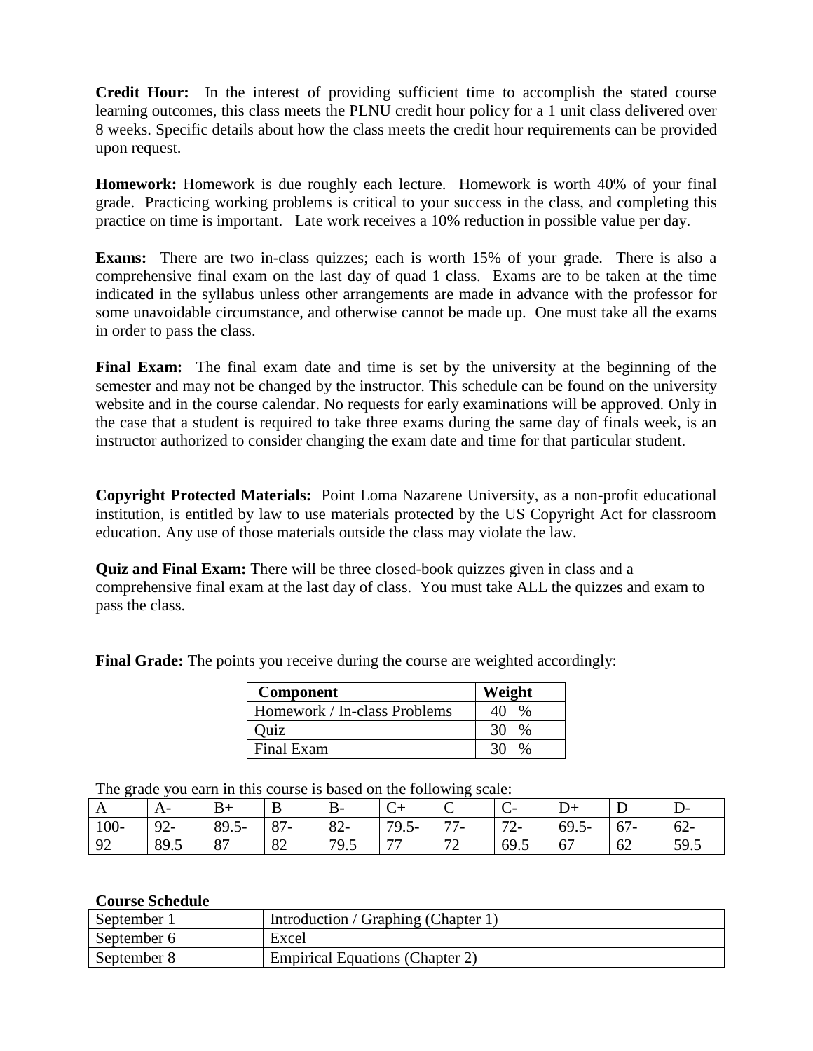**Credit Hour:** In the interest of providing sufficient time to accomplish the stated course learning outcomes, this class meets the PLNU credit hour policy for a 1 unit class delivered over 8 weeks. Specific details about how the class meets the credit hour requirements can be provided upon request.

**Homework:** Homework is due roughly each lecture. Homework is worth 40% of your final grade. Practicing working problems is critical to your success in the class, and completing this practice on time is important. Late work receives a 10% reduction in possible value per day.

**Exams:** There are two in-class quizzes; each is worth 15% of your grade. There is also a comprehensive final exam on the last day of quad 1 class. Exams are to be taken at the time indicated in the syllabus unless other arrangements are made in advance with the professor for some unavoidable circumstance, and otherwise cannot be made up. One must take all the exams in order to pass the class.

**Final Exam:** The final exam date and time is set by the university at the beginning of the semester and may not be changed by the instructor. This schedule can be found on the university website and in the course calendar. No requests for early examinations will be approved. Only in the case that a student is required to take three exams during the same day of finals week, is an instructor authorized to consider changing the exam date and time for that particular student.

**Copyright Protected Materials:** Point Loma Nazarene University, as a non-profit educational institution, is entitled by law to use materials protected by the US Copyright Act for classroom education. Any use of those materials outside the class may violate the law.

**Quiz and Final Exam:** There will be three closed-book quizzes given in class and a comprehensive final exam at the last day of class. You must take ALL the quizzes and exam to pass the class.

**Final Grade:** The points you receive during the course are weighted accordingly:

| Component | Weight |
|---|---|
| Homework / In-class Problems | 40 % |
| Quiz | 30 % |
| Final Exam | 30 % |

The grade you earn in this course is based on the following scale:

| A | A- | B+ | B | B- | C+ | C | C- | D+ | D | D- |
|---|---|---|---|---|---|---|---|---|---|---|
| 100-92 | 92-89.5 | 89.5-87 | 87-82 | 82-79.5 | 79.5-77 | 77-72 | 72-69.5 | 69.5-67 | 67-62 | 62-59.5 |

**Course Schedule**

| | |
|---|---|
| September 1 | Introduction / Graphing (Chapter 1) |
| September 6 | Excel |
| September 8 | Empirical Equations (Chapter 2) |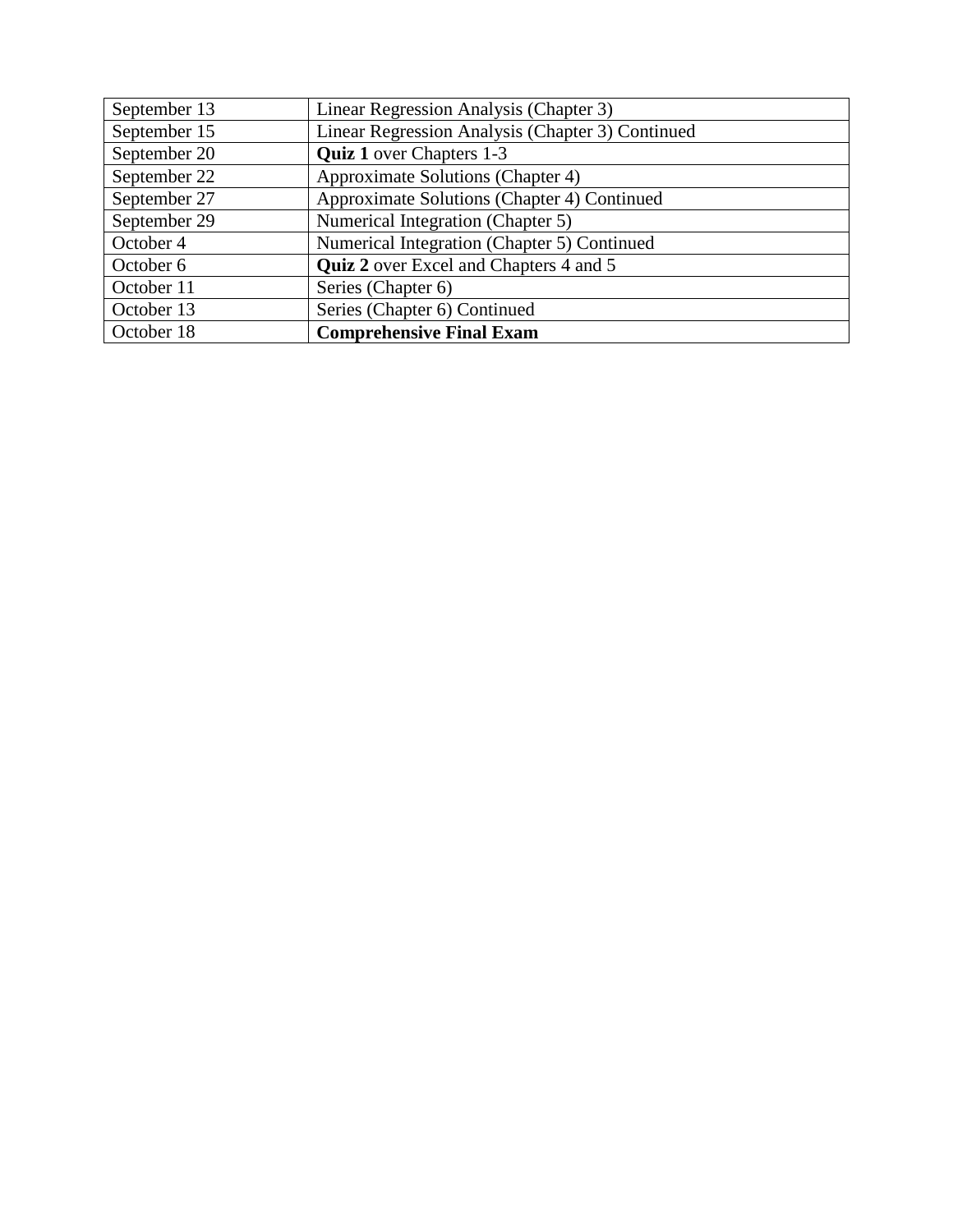| | |
|---|---|
| September 13 | Linear Regression Analysis (Chapter 3) |
| September 15 | Linear Regression Analysis (Chapter 3) Continued |
| September 20 | **Quiz 1** over Chapters 1-3 |
| September 22 | Approximate Solutions (Chapter 4) |
| September 27 | Approximate Solutions (Chapter 4) Continued |
| September 29 | Numerical Integration (Chapter 5) |
| October 4 | Numerical Integration (Chapter 5) Continued |
| October 6 | **Quiz 2** over Excel and Chapters 4 and 5 |
| October 11 | Series (Chapter 6) |
| October 13 | Series (Chapter 6) Continued |
| October 18 | **Comprehensive Final Exam** |